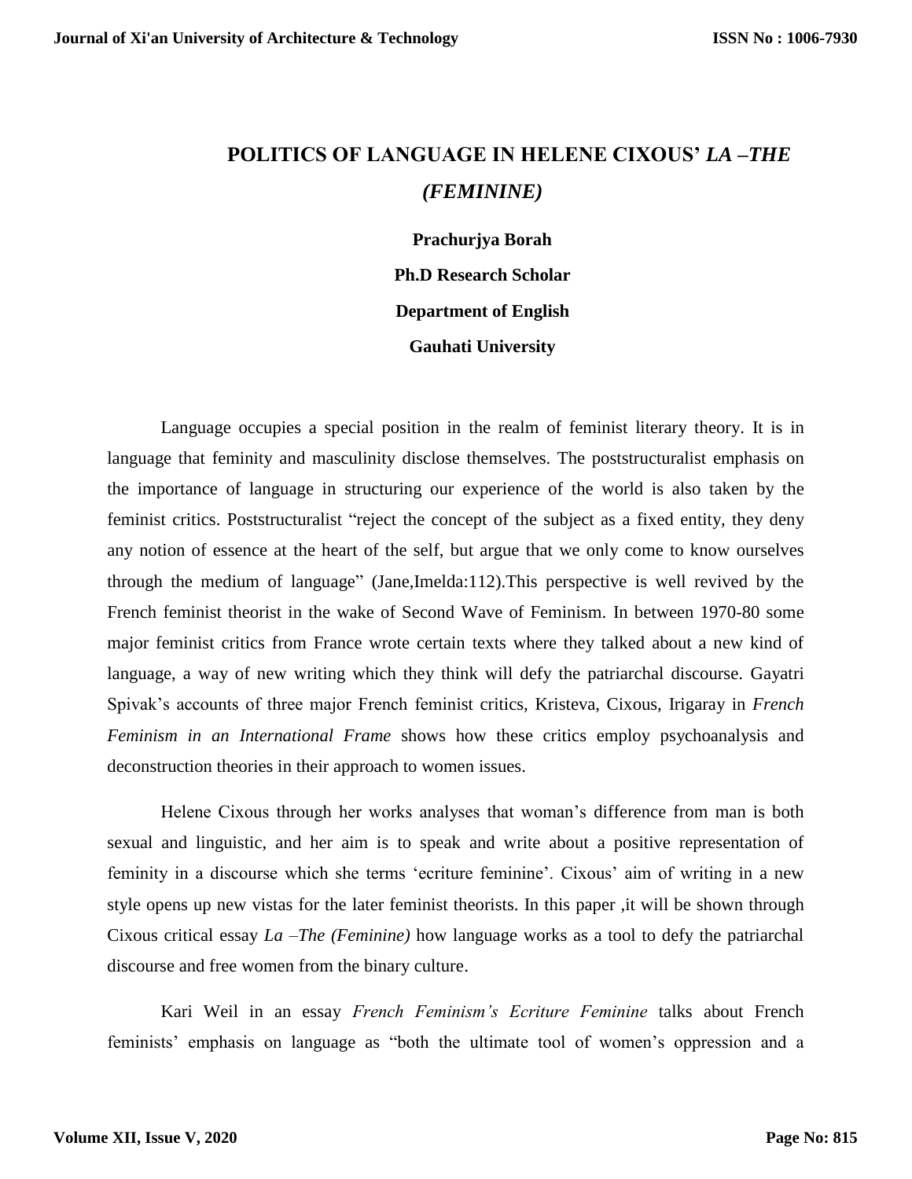# POLITICS OF LANGUAGE IN HELENE CIXOUS' *LA –THE (FEMININE)*

**Prachurjya Borah**

**Ph.D Research Scholar**

**Department of English**

**Gauhati University**

Language occupies a special position in the realm of feminist literary theory. It is in language that feminity and masculinity disclose themselves. The poststructuralist emphasis on the importance of language in structuring our experience of the world is also taken by the feminist critics. Poststructuralist "reject the concept of the subject as a fixed entity, they deny any notion of essence at the heart of the self, but argue that we only come to know ourselves through the medium of language" (Jane,Imelda:112).This perspective is well revived by the French feminist theorist in the wake of Second Wave of Feminism. In between 1970-80 some major feminist critics from France wrote certain texts where they talked about a new kind of language, a way of new writing which they think will defy the patriarchal discourse. Gayatri Spivak's accounts of three major French feminist critics, Kristeva, Cixous, Irigaray in *French Feminism in an International Frame* shows how these critics employ psychoanalysis and deconstruction theories in their approach to women issues.

Helene Cixous through her works analyses that woman's difference from man is both sexual and linguistic, and her aim is to speak and write about a positive representation of feminity in a discourse which she terms 'ecriture feminine'. Cixous' aim of writing in a new style opens up new vistas for the later feminist theorists. In this paper ,it will be shown through Cixous critical essay *La –The (Feminine)* how language works as a tool to defy the patriarchal discourse and free women from the binary culture.

Kari Weil in an essay *French Feminism's Ecriture Feminine* talks about French feminists' emphasis on language as "both the ultimate tool of women's oppression and a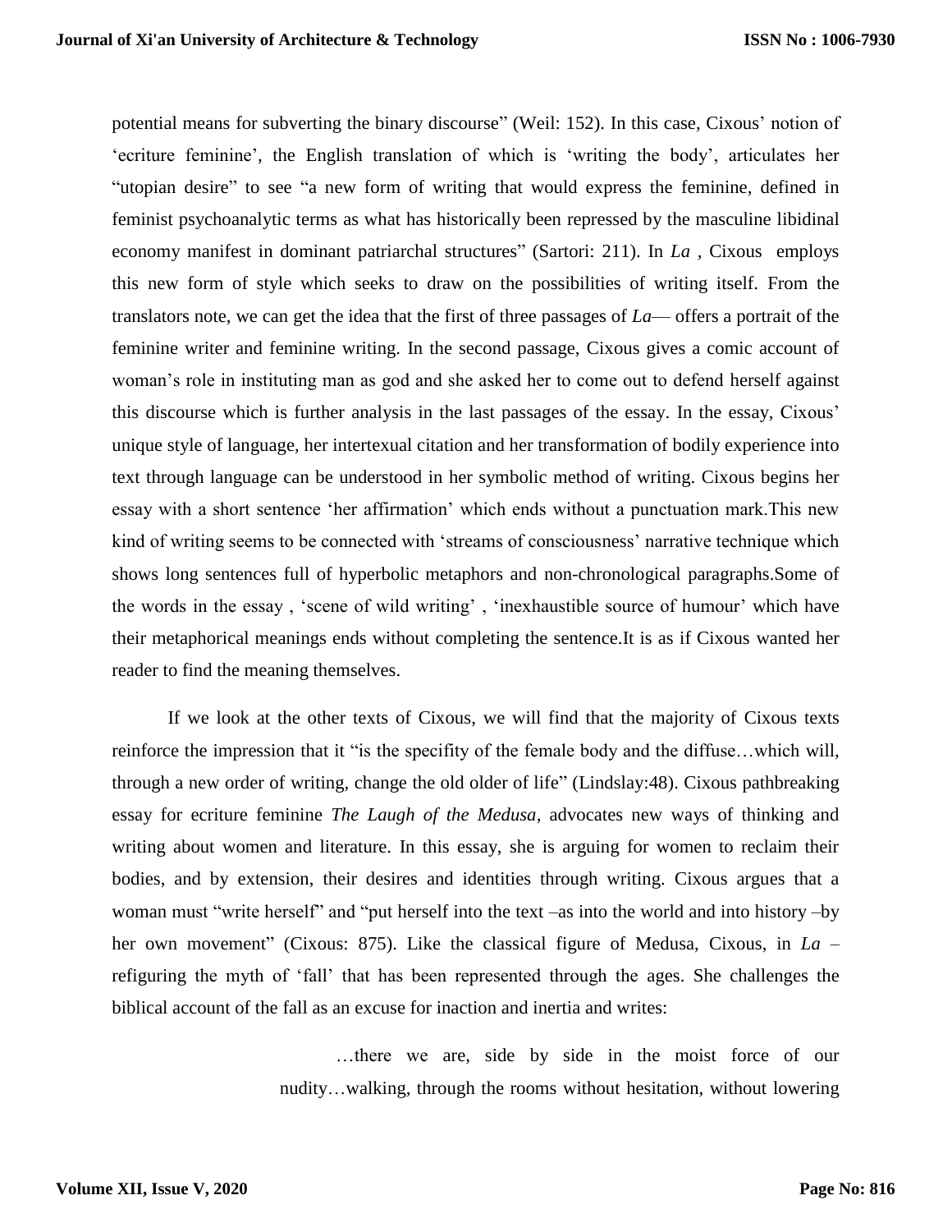potential means for subverting the binary discourse" (Weil: 152). In this case, Cixous' notion of 'ecriture feminine', the English translation of which is 'writing the body', articulates her "utopian desire" to see "a new form of writing that would express the feminine, defined in feminist psychoanalytic terms as what has historically been repressed by the masculine libidinal economy manifest in dominant patriarchal structures" (Sartori: 211). In *La* , Cixous employs this new form of style which seeks to draw on the possibilities of writing itself. From the translators note, we can get the idea that the first of three passages of *La*— offers a portrait of the feminine writer and feminine writing. In the second passage, Cixous gives a comic account of woman's role in instituting man as god and she asked her to come out to defend herself against this discourse which is further analysis in the last passages of the essay. In the essay, Cixous' unique style of language, her intertexual citation and her transformation of bodily experience into text through language can be understood in her symbolic method of writing. Cixous begins her essay with a short sentence 'her affirmation' which ends without a punctuation mark.This new kind of writing seems to be connected with 'streams of consciousness' narrative technique which shows long sentences full of hyperbolic metaphors and non-chronological paragraphs.Some of the words in the essay , 'scene of wild writing' , 'inexhaustible source of humour' which have their metaphorical meanings ends without completing the sentence.It is as if Cixous wanted her reader to find the meaning themselves.

If we look at the other texts of Cixous, we will find that the majority of Cixous texts reinforce the impression that it "is the specifity of the female body and the diffuse…which will, through a new order of writing, change the old older of life" (Lindslay:48). Cixous pathbreaking essay for ecriture feminine *The Laugh of the Medusa*, advocates new ways of thinking and writing about women and literature. In this essay, she is arguing for women to reclaim their bodies, and by extension, their desires and identities through writing. Cixous argues that a woman must "write herself" and "put herself into the text –as into the world and into history –by her own movement" (Cixous: 875). Like the classical figure of Medusa, Cixous, in *La* – refiguring the myth of 'fall' that has been represented through the ages. She challenges the biblical account of the fall as an excuse for inaction and inertia and writes:

> …there we are, side by side in the moist force of our nudity…walking, through the rooms without hesitation, without lowering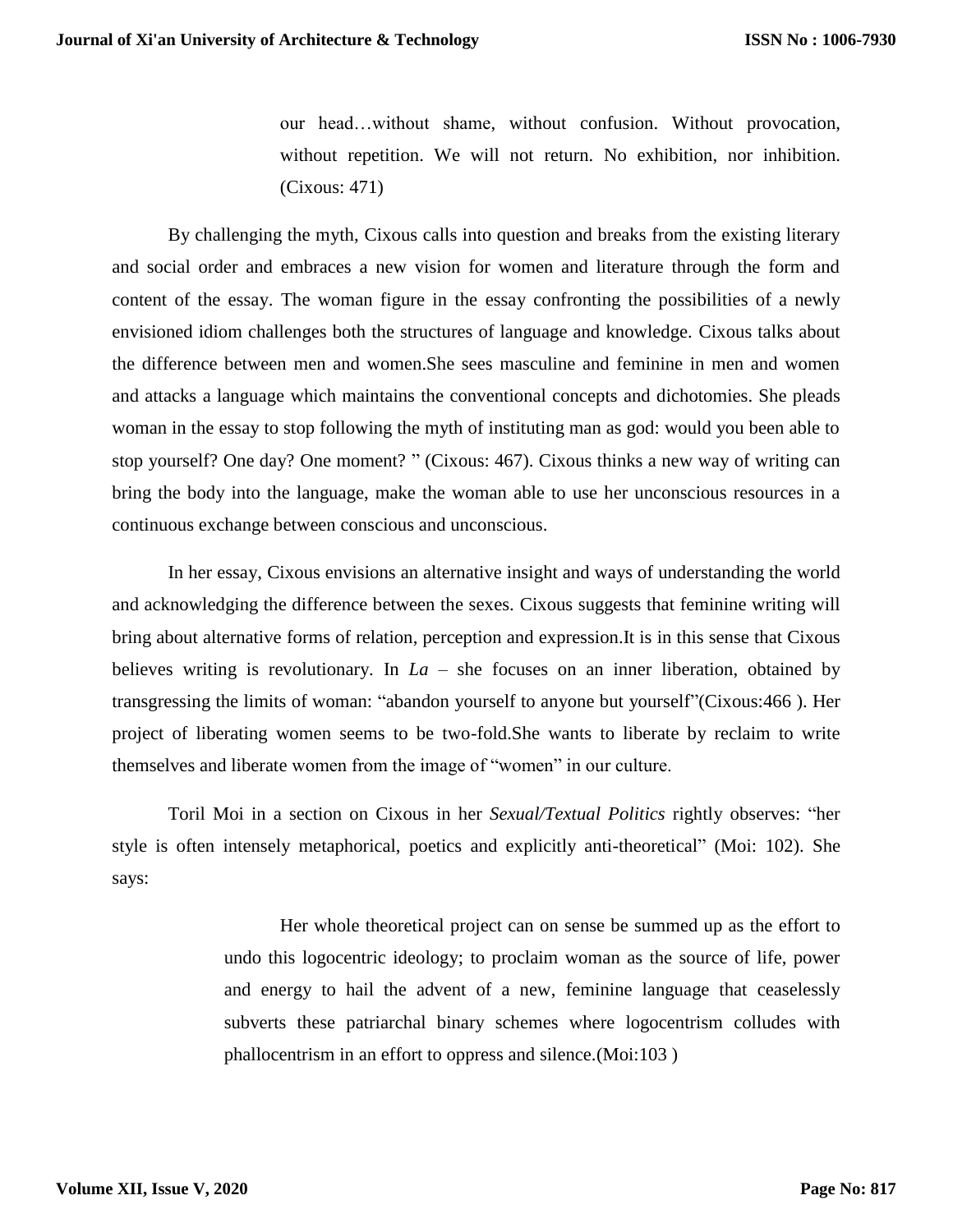> our head…without shame, without confusion. Without provocation, without repetition. We will not return. No exhibition, nor inhibition. (Cixous: 471)

By challenging the myth, Cixous calls into question and breaks from the existing literary and social order and embraces a new vision for women and literature through the form and content of the essay. The woman figure in the essay confronting the possibilities of a newly envisioned idiom challenges both the structures of language and knowledge. Cixous talks about the difference between men and women.She sees masculine and feminine in men and women and attacks a language which maintains the conventional concepts and dichotomies. She pleads woman in the essay to stop following the myth of instituting man as god: would you been able to stop yourself? One day? One moment? " (Cixous: 467). Cixous thinks a new way of writing can bring the body into the language, make the woman able to use her unconscious resources in a continuous exchange between conscious and unconscious.

In her essay, Cixous envisions an alternative insight and ways of understanding the world and acknowledging the difference between the sexes. Cixous suggests that feminine writing will bring about alternative forms of relation, perception and expression.It is in this sense that Cixous believes writing is revolutionary. In *La* – she focuses on an inner liberation, obtained by transgressing the limits of woman: "abandon yourself to anyone but yourself"(Cixous:466 ). Her project of liberating women seems to be two-fold.She wants to liberate by reclaim to write themselves and liberate women from the image of "women" in our culture.

Toril Moi in a section on Cixous in her *Sexual/Textual Politics* rightly observes: "her style is often intensely metaphorical, poetics and explicitly anti-theoretical" (Moi: 102). She says:

> Her whole theoretical project can on sense be summed up as the effort to undo this logocentric ideology; to proclaim woman as the source of life, power and energy to hail the advent of a new, feminine language that ceaselessly subverts these patriarchal binary schemes where logocentrism colludes with phallocentrism in an effort to oppress and silence.(Moi:103 )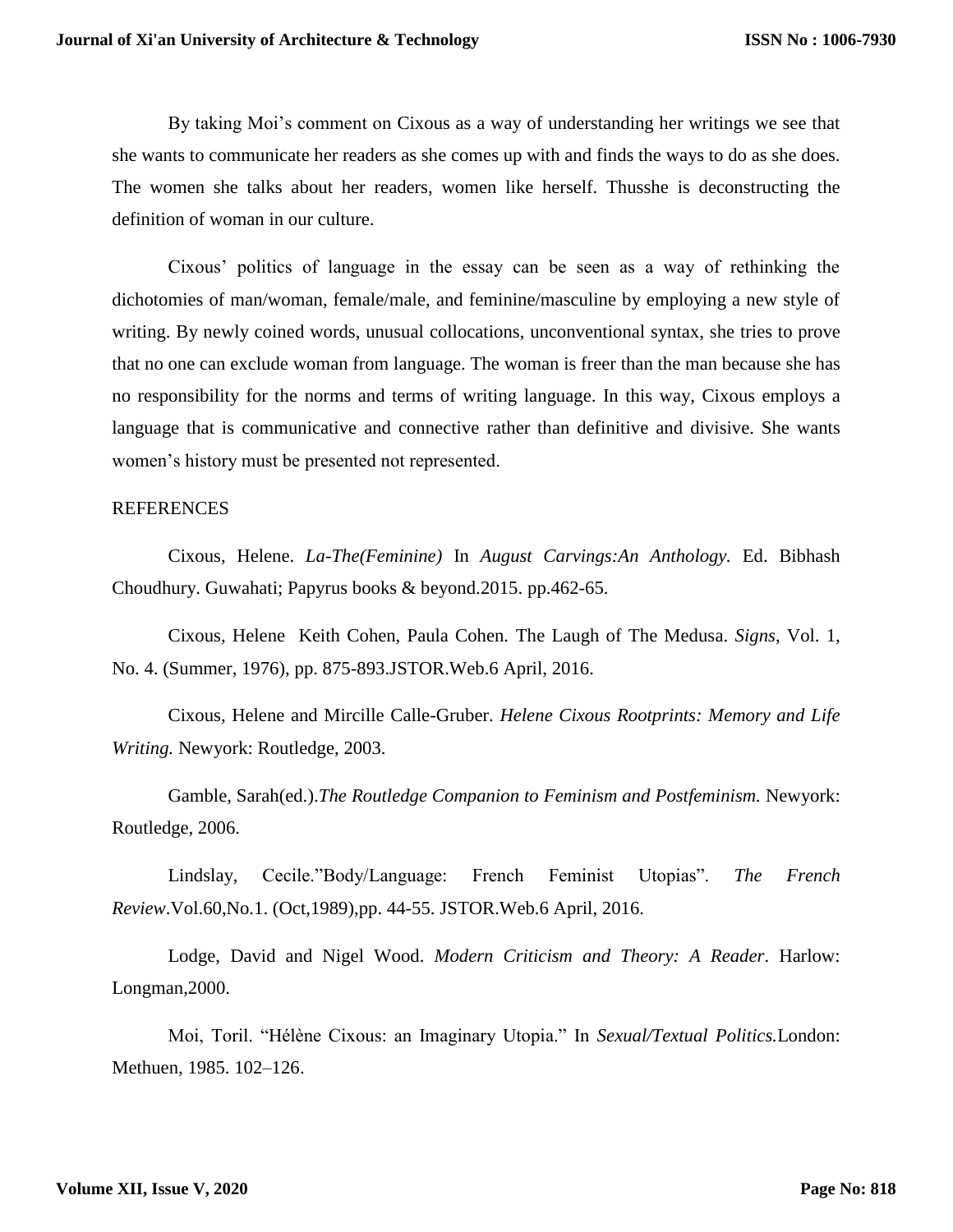By taking Moi's comment on Cixous as a way of understanding her writings we see that she wants to communicate her readers as she comes up with and finds the ways to do as she does. The women she talks about her readers, women like herself. Thusshe is deconstructing the definition of woman in our culture.

Cixous' politics of language in the essay can be seen as a way of rethinking the dichotomies of man/woman, female/male, and feminine/masculine by employing a new style of writing. By newly coined words, unusual collocations, unconventional syntax, she tries to prove that no one can exclude woman from language. The woman is freer than the man because she has no responsibility for the norms and terms of writing language. In this way, Cixous employs a language that is communicative and connective rather than definitive and divisive. She wants women's history must be presented not represented.

REFERENCES

Cixous, Helene. *La-The(Feminine)* In *August Carvings:An Anthology.* Ed. Bibhash Choudhury. Guwahati; Papyrus books & beyond.2015. pp.462-65.

Cixous, Helene Keith Cohen, Paula Cohen. The Laugh of The Medusa. *Signs*, Vol. 1, No. 4. (Summer, 1976), pp. 875-893.JSTOR.Web.6 April, 2016.

Cixous, Helene and Mircille Calle-Gruber. *Helene Cixous Rootprints: Memory and Life Writing.* Newyork: Routledge, 2003.

Gamble, Sarah(ed.).*The Routledge Companion to Feminism and Postfeminism.* Newyork: Routledge, 2006.

Lindslay, Cecile."Body/Language: French Feminist Utopias". *The French Review*.Vol.60,No.1. (Oct,1989),pp. 44-55. JSTOR.Web.6 April, 2016.

Lodge, David and Nigel Wood. *Modern Criticism and Theory: A Reader*. Harlow: Longman,2000.

Moi, Toril. "Hélène Cixous: an Imaginary Utopia." In *Sexual/Textual Politics.*London: Methuen, 1985. 102–126.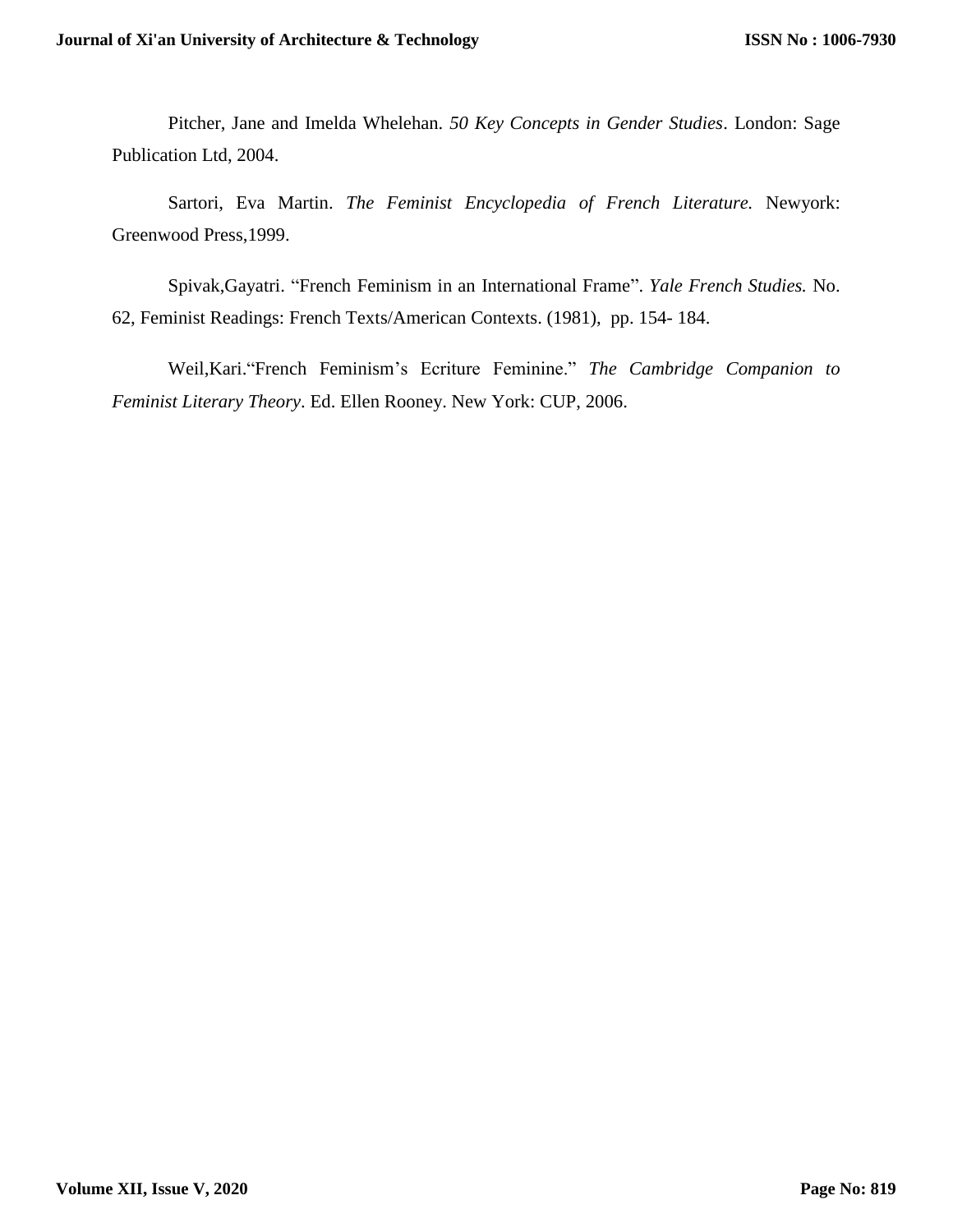Pitcher, Jane and Imelda Whelehan. *50 Key Concepts in Gender Studies*. London: Sage Publication Ltd, 2004.

Sartori, Eva Martin. *The Feminist Encyclopedia of French Literature.* Newyork: Greenwood Press,1999.

Spivak,Gayatri. "French Feminism in an International Frame". *Yale French Studies.* No. 62, Feminist Readings: French Texts/American Contexts. (1981), pp. 154- 184.

Weil,Kari."French Feminism's Ecriture Feminine." *The Cambridge Companion to Feminist Literary Theory*. Ed. Ellen Rooney. New York: CUP, 2006.